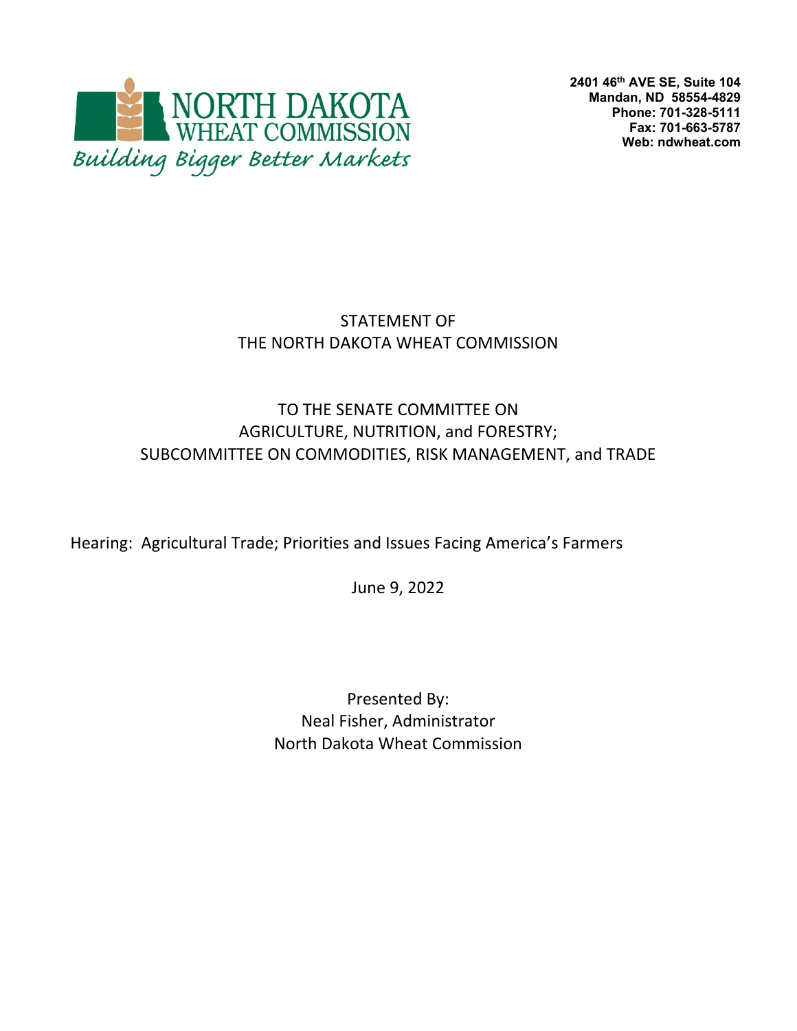NORTH DAKOTA
WHEAT COMMISSION
*Building Bigger Better Markets*

**2401 46th AVE SE, Suite 104**
**Mandan, ND 58554-4829**
**Phone: 701-328-5111**
**Fax: 701-663-5787**
**Web: ndwheat.com**

# STATEMENT OF THE NORTH DAKOTA WHEAT COMMISSION

## TO THE SENATE COMMITTEE ON AGRICULTURE, NUTRITION, and FORESTRY; SUBCOMMITTEE ON COMMODITIES, RISK MANAGEMENT, and TRADE

Hearing: Agricultural Trade; Priorities and Issues Facing America's Farmers

June 9, 2022

Presented By:
Neal Fisher, Administrator
North Dakota Wheat Commission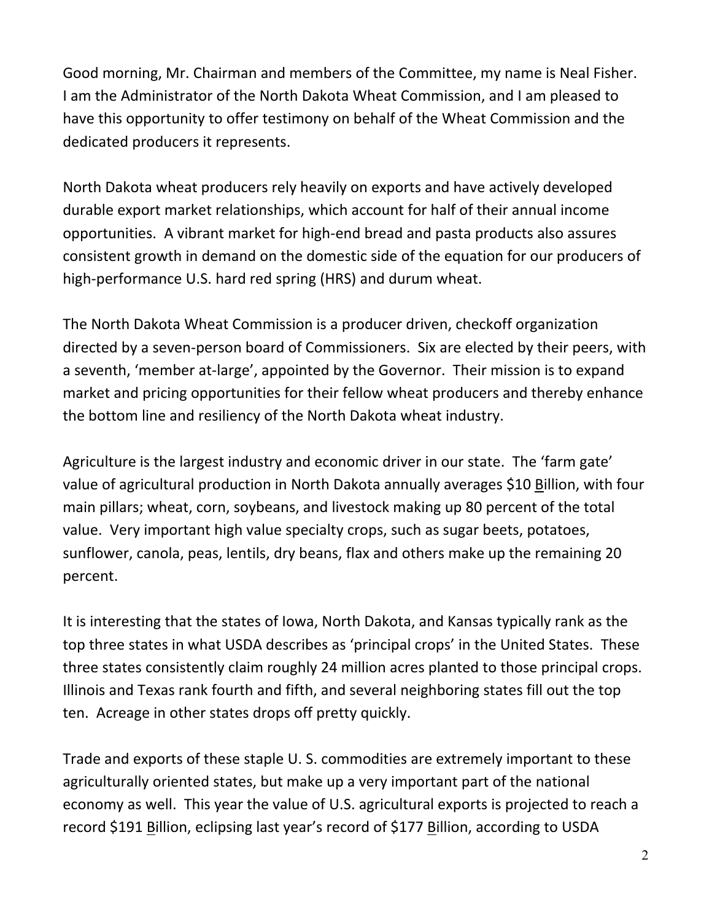Good morning, Mr. Chairman and members of the Committee, my name is Neal Fisher. I am the Administrator of the North Dakota Wheat Commission, and I am pleased to have this opportunity to offer testimony on behalf of the Wheat Commission and the dedicated producers it represents.

North Dakota wheat producers rely heavily on exports and have actively developed durable export market relationships, which account for half of their annual income opportunities. A vibrant market for high-end bread and pasta products also assures consistent growth in demand on the domestic side of the equation for our producers of high-performance U.S. hard red spring (HRS) and durum wheat.

The North Dakota Wheat Commission is a producer driven, checkoff organization directed by a seven-person board of Commissioners. Six are elected by their peers, with a seventh, 'member at-large', appointed by the Governor. Their mission is to expand market and pricing opportunities for their fellow wheat producers and thereby enhance the bottom line and resiliency of the North Dakota wheat industry.

Agriculture is the largest industry and economic driver in our state. The 'farm gate' value of agricultural production in North Dakota annually averages \$10 Billion, with four main pillars; wheat, corn, soybeans, and livestock making up 80 percent of the total value. Very important high value specialty crops, such as sugar beets, potatoes, sunflower, canola, peas, lentils, dry beans, flax and others make up the remaining 20 percent.

It is interesting that the states of Iowa, North Dakota, and Kansas typically rank as the top three states in what USDA describes as 'principal crops' in the United States. These three states consistently claim roughly 24 million acres planted to those principal crops. Illinois and Texas rank fourth and fifth, and several neighboring states fill out the top ten. Acreage in other states drops off pretty quickly.

Trade and exports of these staple U. S. commodities are extremely important to these agriculturally oriented states, but make up a very important part of the national economy as well. This year the value of U.S. agricultural exports is projected to reach a record \$191 Billion, eclipsing last year's record of \$177 Billion, according to USDA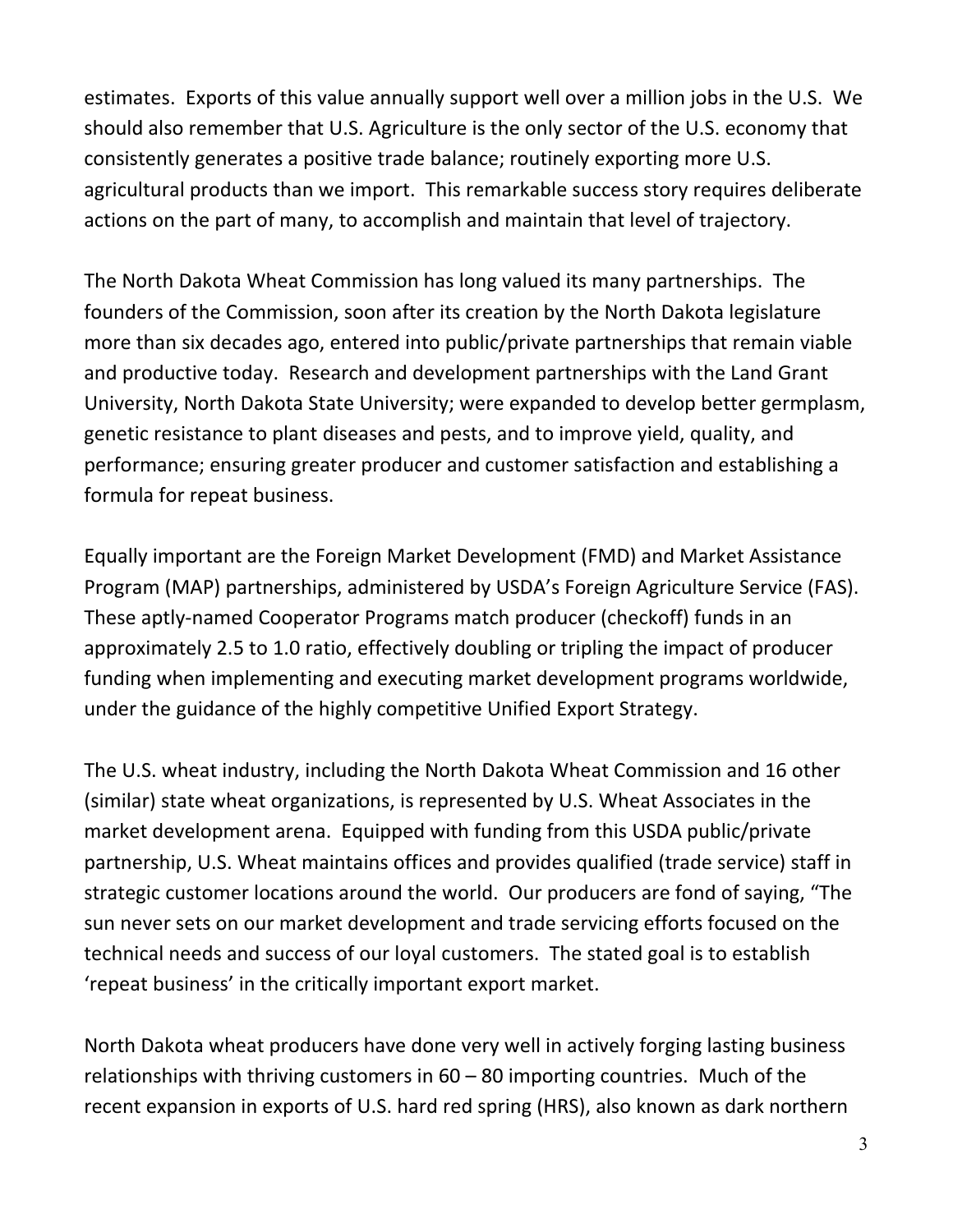estimates. Exports of this value annually support well over a million jobs in the U.S. We should also remember that U.S. Agriculture is the only sector of the U.S. economy that consistently generates a positive trade balance; routinely exporting more U.S. agricultural products than we import. This remarkable success story requires deliberate actions on the part of many, to accomplish and maintain that level of trajectory.

The North Dakota Wheat Commission has long valued its many partnerships. The founders of the Commission, soon after its creation by the North Dakota legislature more than six decades ago, entered into public/private partnerships that remain viable and productive today. Research and development partnerships with the Land Grant University, North Dakota State University; were expanded to develop better germplasm, genetic resistance to plant diseases and pests, and to improve yield, quality, and performance; ensuring greater producer and customer satisfaction and establishing a formula for repeat business.

Equally important are the Foreign Market Development (FMD) and Market Assistance Program (MAP) partnerships, administered by USDA's Foreign Agriculture Service (FAS). These aptly-named Cooperator Programs match producer (checkoff) funds in an approximately 2.5 to 1.0 ratio, effectively doubling or tripling the impact of producer funding when implementing and executing market development programs worldwide, under the guidance of the highly competitive Unified Export Strategy.

The U.S. wheat industry, including the North Dakota Wheat Commission and 16 other (similar) state wheat organizations, is represented by U.S. Wheat Associates in the market development arena. Equipped with funding from this USDA public/private partnership, U.S. Wheat maintains offices and provides qualified (trade service) staff in strategic customer locations around the world. Our producers are fond of saying, "The sun never sets on our market development and trade servicing efforts focused on the technical needs and success of our loyal customers. The stated goal is to establish 'repeat business' in the critically important export market.

North Dakota wheat producers have done very well in actively forging lasting business relationships with thriving customers in 60 – 80 importing countries. Much of the recent expansion in exports of U.S. hard red spring (HRS), also known as dark northern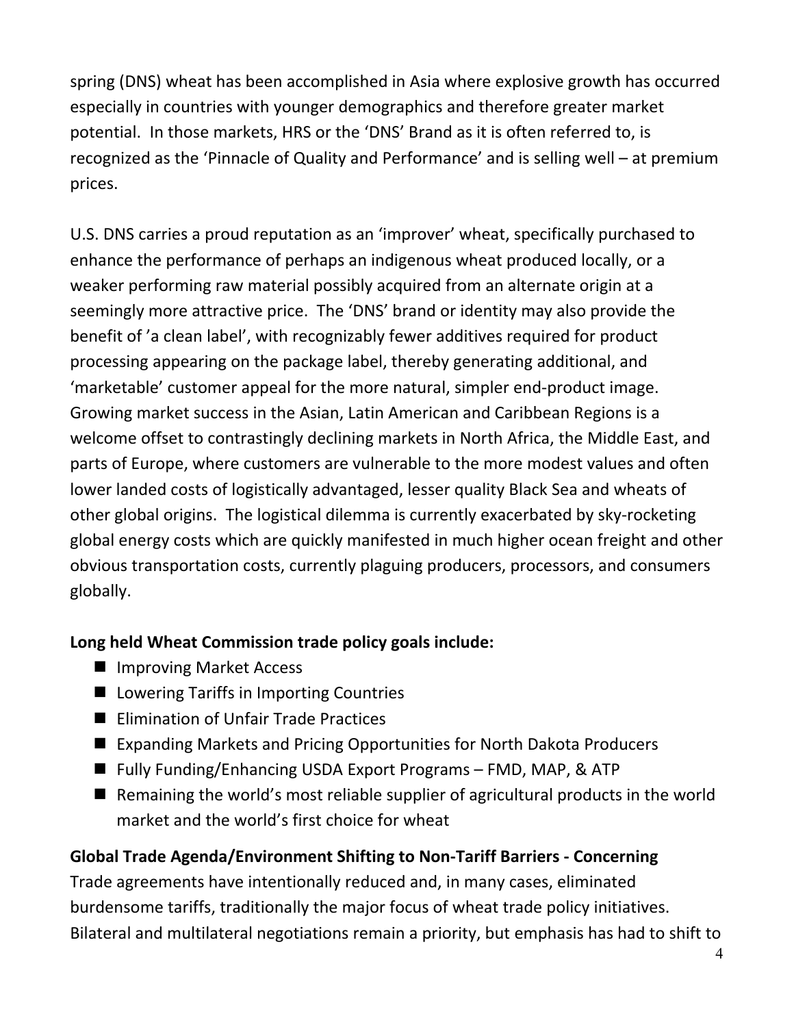spring (DNS) wheat has been accomplished in Asia where explosive growth has occurred especially in countries with younger demographics and therefore greater market potential. In those markets, HRS or the 'DNS' Brand as it is often referred to, is recognized as the 'Pinnacle of Quality and Performance' and is selling well – at premium prices.

U.S. DNS carries a proud reputation as an 'improver' wheat, specifically purchased to enhance the performance of perhaps an indigenous wheat produced locally, or a weaker performing raw material possibly acquired from an alternate origin at a seemingly more attractive price. The 'DNS' brand or identity may also provide the benefit of 'a clean label', with recognizably fewer additives required for product processing appearing on the package label, thereby generating additional, and 'marketable' customer appeal for the more natural, simpler end-product image. Growing market success in the Asian, Latin American and Caribbean Regions is a welcome offset to contrastingly declining markets in North Africa, the Middle East, and parts of Europe, where customers are vulnerable to the more modest values and often lower landed costs of logistically advantaged, lesser quality Black Sea and wheats of other global origins. The logistical dilemma is currently exacerbated by sky-rocketing global energy costs which are quickly manifested in much higher ocean freight and other obvious transportation costs, currently plaguing producers, processors, and consumers globally.

**Long held Wheat Commission trade policy goals include:**

- Improving Market Access
- Lowering Tariffs in Importing Countries
- Elimination of Unfair Trade Practices
- Expanding Markets and Pricing Opportunities for North Dakota Producers
- Fully Funding/Enhancing USDA Export Programs – FMD, MAP, & ATP
- Remaining the world's most reliable supplier of agricultural products in the world market and the world's first choice for wheat

**Global Trade Agenda/Environment Shifting to Non-Tariff Barriers - Concerning**

Trade agreements have intentionally reduced and, in many cases, eliminated burdensome tariffs, traditionally the major focus of wheat trade policy initiatives. Bilateral and multilateral negotiations remain a priority, but emphasis has had to shift to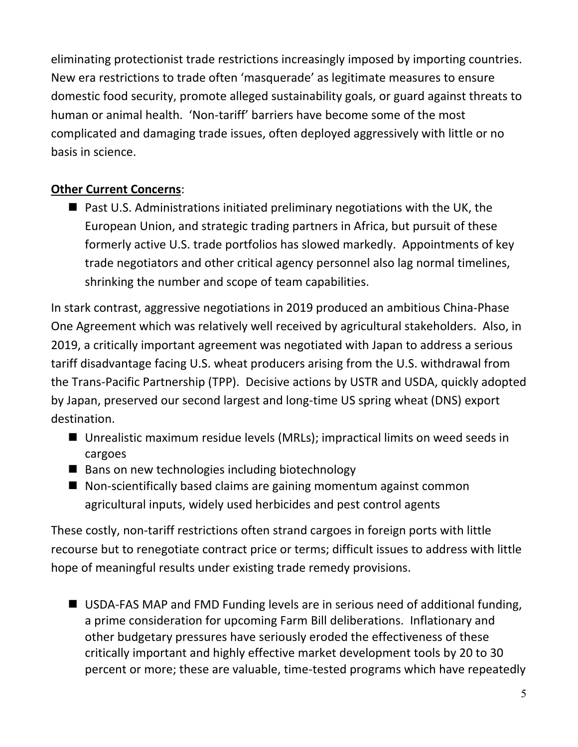eliminating protectionist trade restrictions increasingly imposed by importing countries. New era restrictions to trade often 'masquerade' as legitimate measures to ensure domestic food security, promote alleged sustainability goals, or guard against threats to human or animal health. 'Non-tariff' barriers have become some of the most complicated and damaging trade issues, often deployed aggressively with little or no basis in science.

**Other Current Concerns**:

- Past U.S. Administrations initiated preliminary negotiations with the UK, the European Union, and strategic trading partners in Africa, but pursuit of these formerly active U.S. trade portfolios has slowed markedly. Appointments of key trade negotiators and other critical agency personnel also lag normal timelines, shrinking the number and scope of team capabilities.

In stark contrast, aggressive negotiations in 2019 produced an ambitious China-Phase One Agreement which was relatively well received by agricultural stakeholders. Also, in 2019, a critically important agreement was negotiated with Japan to address a serious tariff disadvantage facing U.S. wheat producers arising from the U.S. withdrawal from the Trans-Pacific Partnership (TPP). Decisive actions by USTR and USDA, quickly adopted by Japan, preserved our second largest and long-time US spring wheat (DNS) export destination.

- Unrealistic maximum residue levels (MRLs); impractical limits on weed seeds in cargoes
- Bans on new technologies including biotechnology
- Non-scientifically based claims are gaining momentum against common agricultural inputs, widely used herbicides and pest control agents

These costly, non-tariff restrictions often strand cargoes in foreign ports with little recourse but to renegotiate contract price or terms; difficult issues to address with little hope of meaningful results under existing trade remedy provisions.

- USDA-FAS MAP and FMD Funding levels are in serious need of additional funding, a prime consideration for upcoming Farm Bill deliberations. Inflationary and other budgetary pressures have seriously eroded the effectiveness of these critically important and highly effective market development tools by 20 to 30 percent or more; these are valuable, time-tested programs which have repeatedly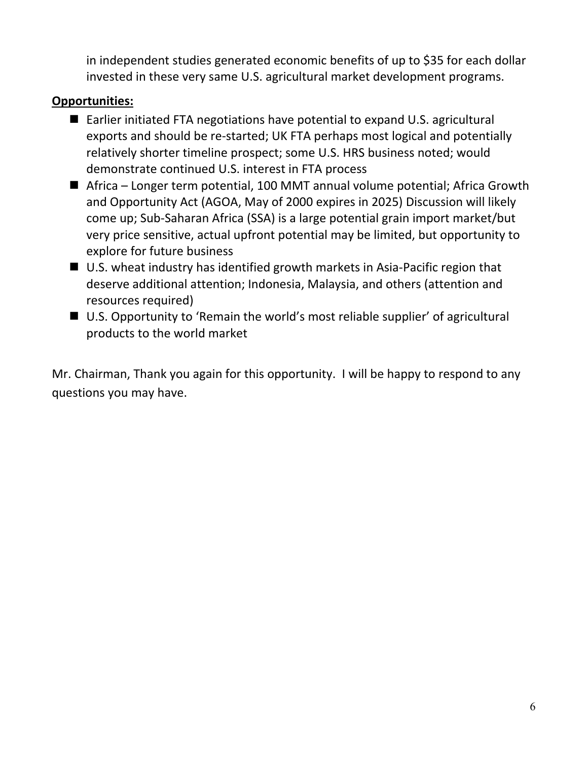in independent studies generated economic benefits of up to $35 for each dollar invested in these very same U.S. agricultural market development programs.

**Opportunities:**

- Earlier initiated FTA negotiations have potential to expand U.S. agricultural exports and should be re-started; UK FTA perhaps most logical and potentially relatively shorter timeline prospect; some U.S. HRS business noted; would demonstrate continued U.S. interest in FTA process
- Africa – Longer term potential, 100 MMT annual volume potential; Africa Growth and Opportunity Act (AGOA, May of 2000 expires in 2025) Discussion will likely come up; Sub-Saharan Africa (SSA) is a large potential grain import market/but very price sensitive, actual upfront potential may be limited, but opportunity to explore for future business
- U.S. wheat industry has identified growth markets in Asia-Pacific region that deserve additional attention; Indonesia, Malaysia, and others (attention and resources required)
- U.S. Opportunity to 'Remain the world's most reliable supplier' of agricultural products to the world market

Mr. Chairman, Thank you again for this opportunity. I will be happy to respond to any questions you may have.